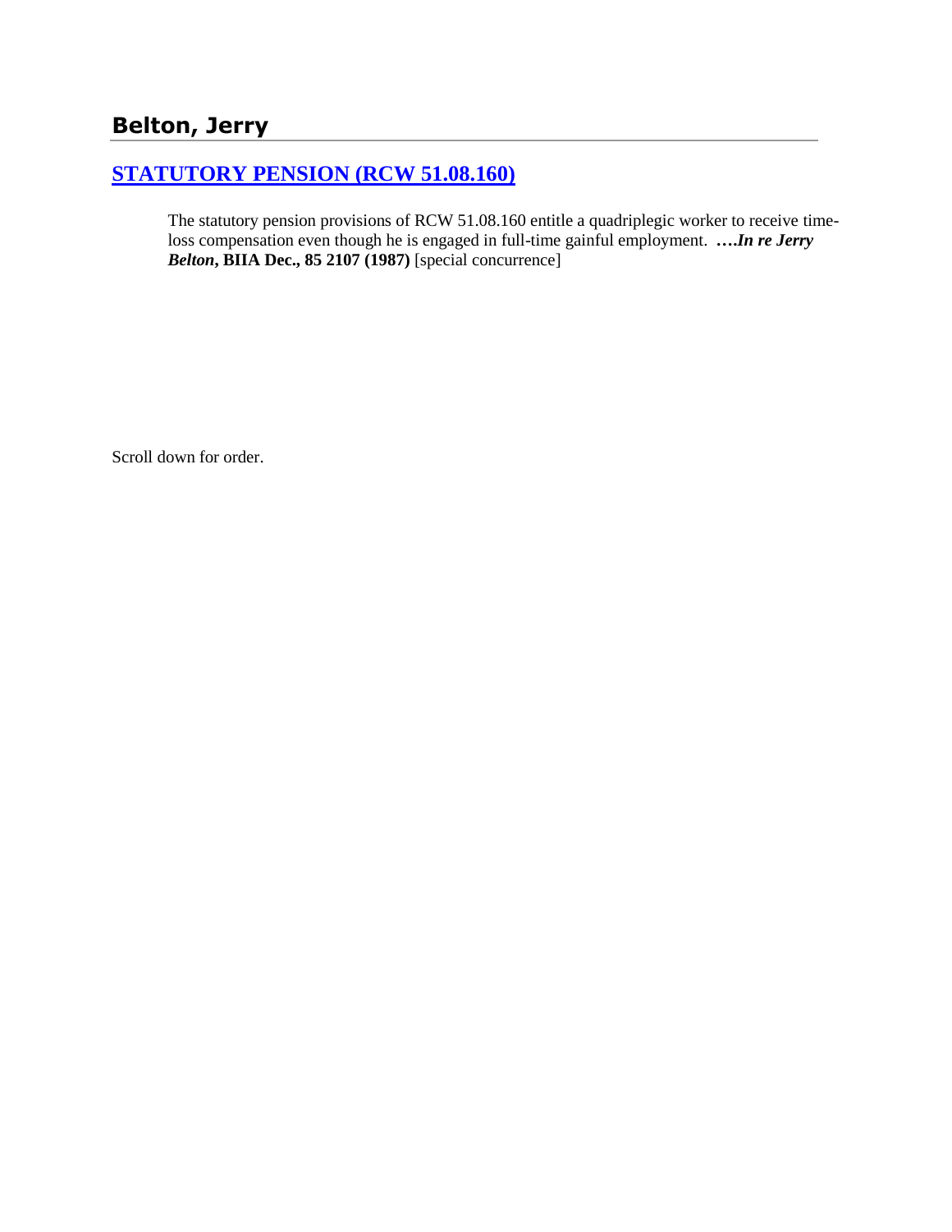## Belton, Jerry

### [STATUTORY PENSION (RCW 51.08.160)]

> The statutory pension provisions of RCW 51.08.160 entitle a quadriplegic worker to receive time-loss compensation even though he is engaged in full-time gainful employment. ****….In re Jerry Belton*, BIIA Dec., 85 2107 (1987)** [special concurrence]

Scroll down for order.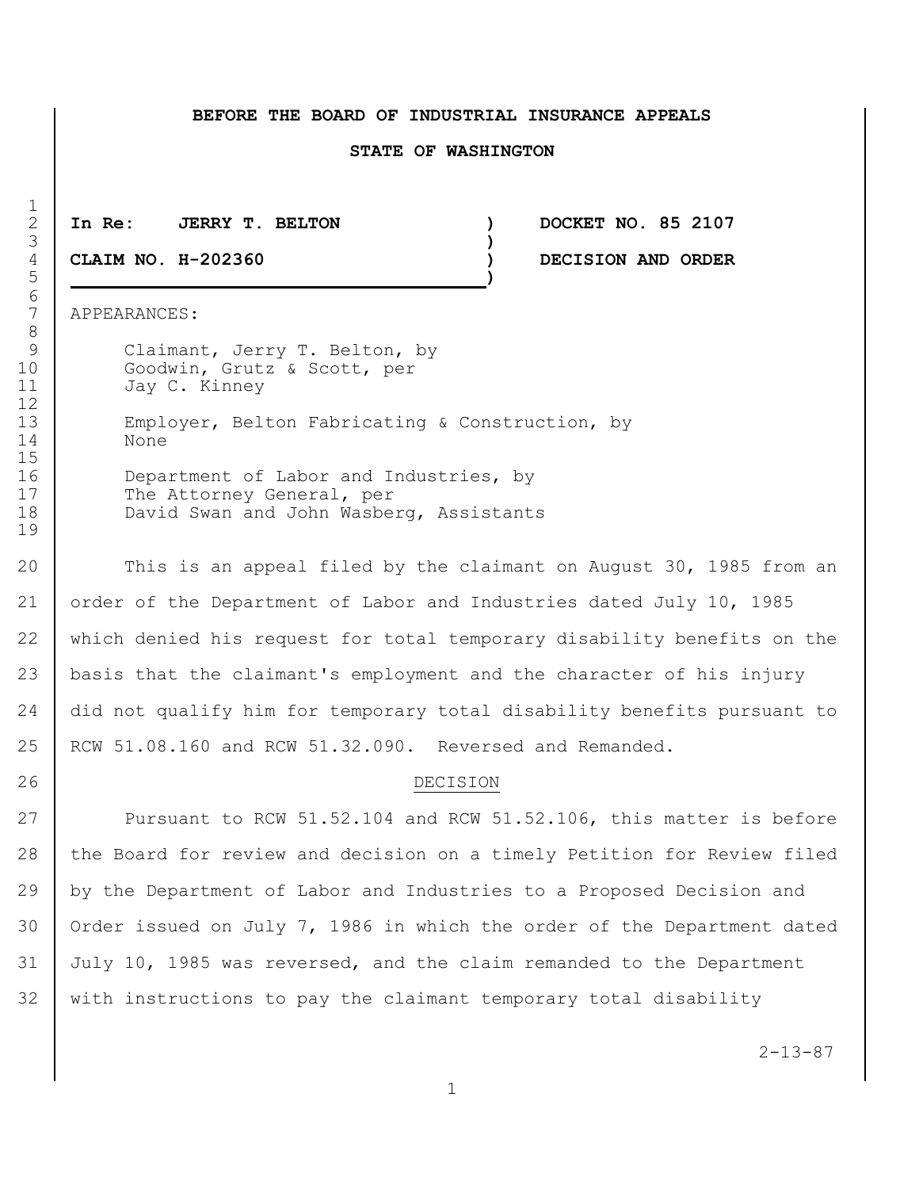**BEFORE THE BOARD OF INDUSTRIAL INSURANCE APPEALS**

**STATE OF WASHINGTON**

| | | |
|---|---|---|
| **In Re: JERRY T. BELTON** | ) | **DOCKET NO. 85 2107** |
| | ) | |
| **CLAIM NO. H-202360** | ) | **DECISION AND ORDER** |
| | ) | |

APPEARANCES:

Claimant, Jerry T. Belton, by
Goodwin, Grutz & Scott, per
Jay C. Kinney

Employer, Belton Fabricating & Construction, by
None

Department of Labor and Industries, by
The Attorney General, per
David Swan and John Wasberg, Assistants

This is an appeal filed by the claimant on August 30, 1985 from an order of the Department of Labor and Industries dated July 10, 1985 which denied his request for total temporary disability benefits on the basis that the claimant's employment and the character of his injury did not qualify him for temporary total disability benefits pursuant to RCW 51.08.160 and RCW 51.32.090. Reversed and Remanded.

DECISION

Pursuant to RCW 51.52.104 and RCW 51.52.106, this matter is before the Board for review and decision on a timely Petition for Review filed by the Department of Labor and Industries to a Proposed Decision and Order issued on July 7, 1986 in which the order of the Department dated July 10, 1985 was reversed, and the claim remanded to the Department with instructions to pay the claimant temporary total disability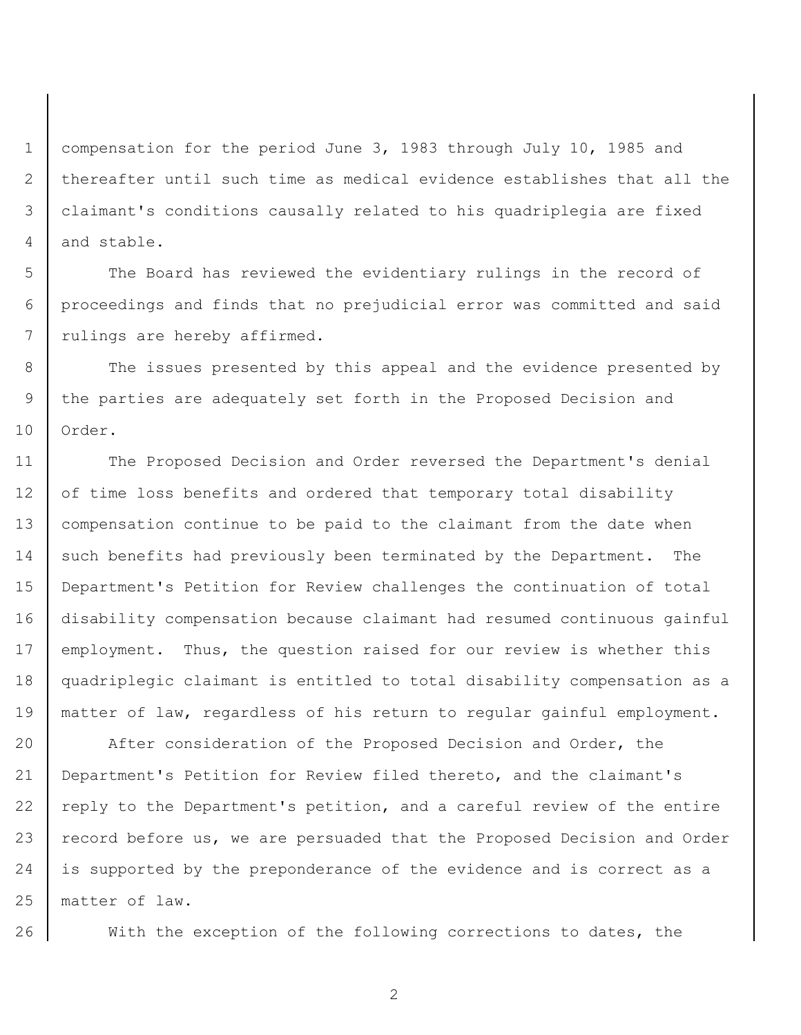compensation for the period June 3, 1983 through July 10, 1985 and thereafter until such time as medical evidence establishes that all the claimant's conditions causally related to his quadriplegia are fixed and stable.

The Board has reviewed the evidentiary rulings in the record of proceedings and finds that no prejudicial error was committed and said rulings are hereby affirmed.

The issues presented by this appeal and the evidence presented by the parties are adequately set forth in the Proposed Decision and Order.

The Proposed Decision and Order reversed the Department's denial of time loss benefits and ordered that temporary total disability compensation continue to be paid to the claimant from the date when such benefits had previously been terminated by the Department. The Department's Petition for Review challenges the continuation of total disability compensation because claimant had resumed continuous gainful employment. Thus, the question raised for our review is whether this quadriplegic claimant is entitled to total disability compensation as a matter of law, regardless of his return to regular gainful employment.

After consideration of the Proposed Decision and Order, the Department's Petition for Review filed thereto, and the claimant's reply to the Department's petition, and a careful review of the entire record before us, we are persuaded that the Proposed Decision and Order is supported by the preponderance of the evidence and is correct as a matter of law.

With the exception of the following corrections to dates, the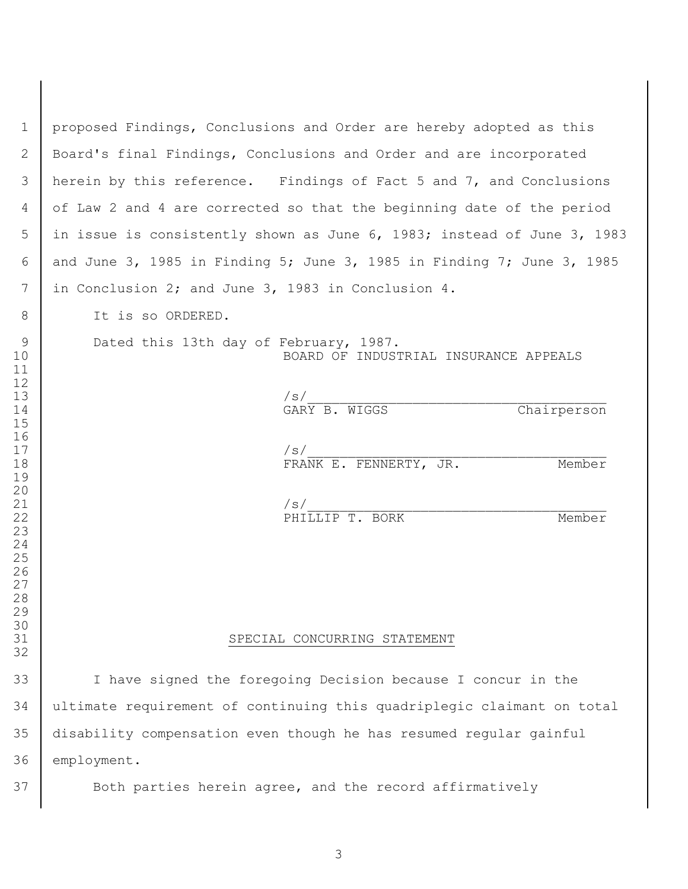proposed Findings, Conclusions and Order are hereby adopted as this Board's final Findings, Conclusions and Order and are incorporated herein by this reference. Findings of Fact 5 and 7, and Conclusions of Law 2 and 4 are corrected so that the beginning date of the period in issue is consistently shown as June 6, 1983; instead of June 3, 1983 and June 3, 1985 in Finding 5; June 3, 1985 in Finding 7; June 3, 1985 in Conclusion 2; and June 3, 1983 in Conclusion 4.

It is so ORDERED.

Dated this 13th day of February, 1987.

BOARD OF INDUSTRIAL INSURANCE APPEALS

/s/
GARY B. WIGGS Chairperson

/s/
FRANK E. FENNERTY, JR. Member

/s/
PHILLIP T. BORK Member

## SPECIAL CONCURRING STATEMENT

I have signed the foregoing Decision because I concur in the ultimate requirement of continuing this quadriplegic claimant on total disability compensation even though he has resumed regular gainful employment.

Both parties herein agree, and the record affirmatively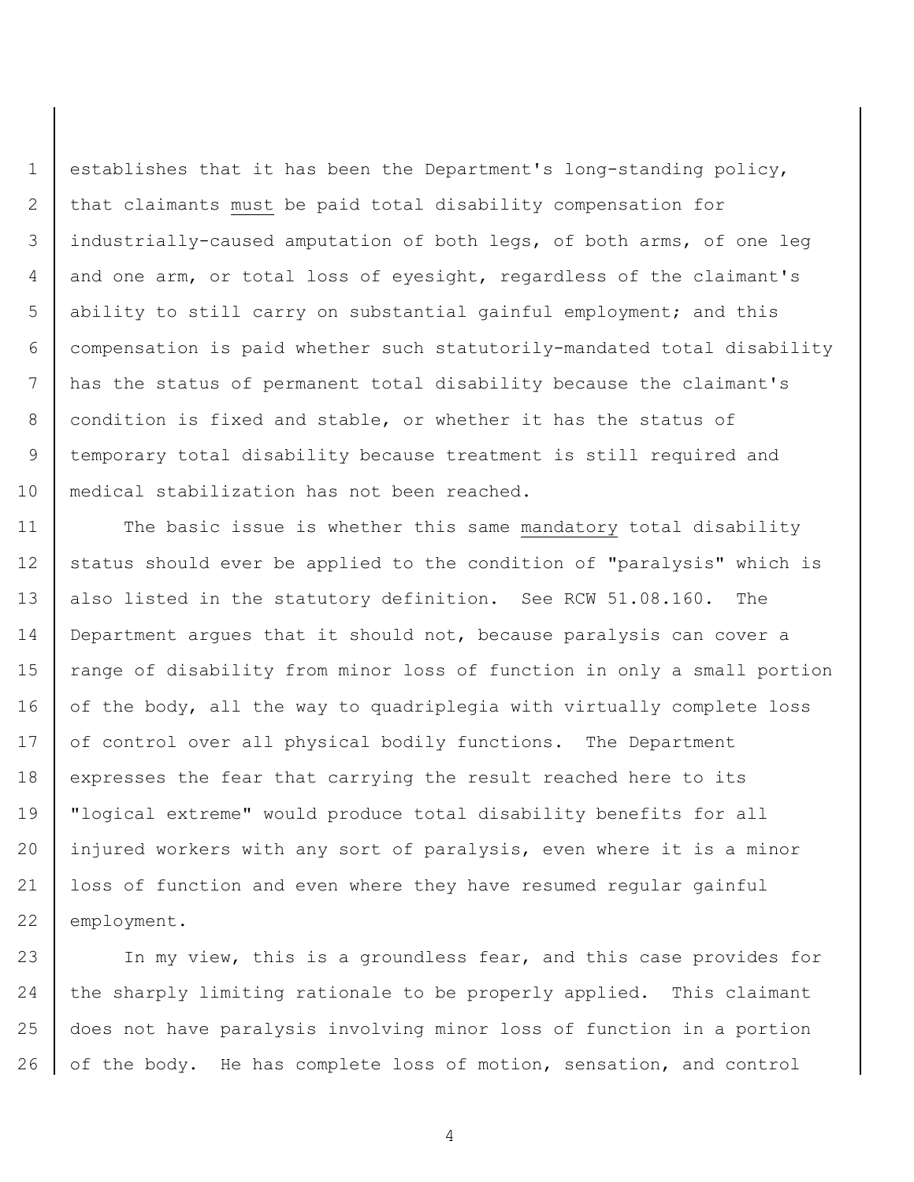establishes that it has been the Department's long-standing policy, that claimants <u>must</u> be paid total disability compensation for industrially-caused amputation of both legs, of both arms, of one leg and one arm, or total loss of eyesight, regardless of the claimant's ability to still carry on substantial gainful employment; and this compensation is paid whether such statutorily-mandated total disability has the status of permanent total disability because the claimant's condition is fixed and stable, or whether it has the status of temporary total disability because treatment is still required and medical stabilization has not been reached.

The basic issue is whether this same <u>mandatory</u> total disability status should ever be applied to the condition of "paralysis" which is also listed in the statutory definition. See RCW 51.08.160. The Department argues that it should not, because paralysis can cover a range of disability from minor loss of function in only a small portion of the body, all the way to quadriplegia with virtually complete loss of control over all physical bodily functions. The Department expresses the fear that carrying the result reached here to its "logical extreme" would produce total disability benefits for all injured workers with any sort of paralysis, even where it is a minor loss of function and even where they have resumed regular gainful employment.

In my view, this is a groundless fear, and this case provides for the sharply limiting rationale to be properly applied. This claimant does not have paralysis involving minor loss of function in a portion of the body. He has complete loss of motion, sensation, and control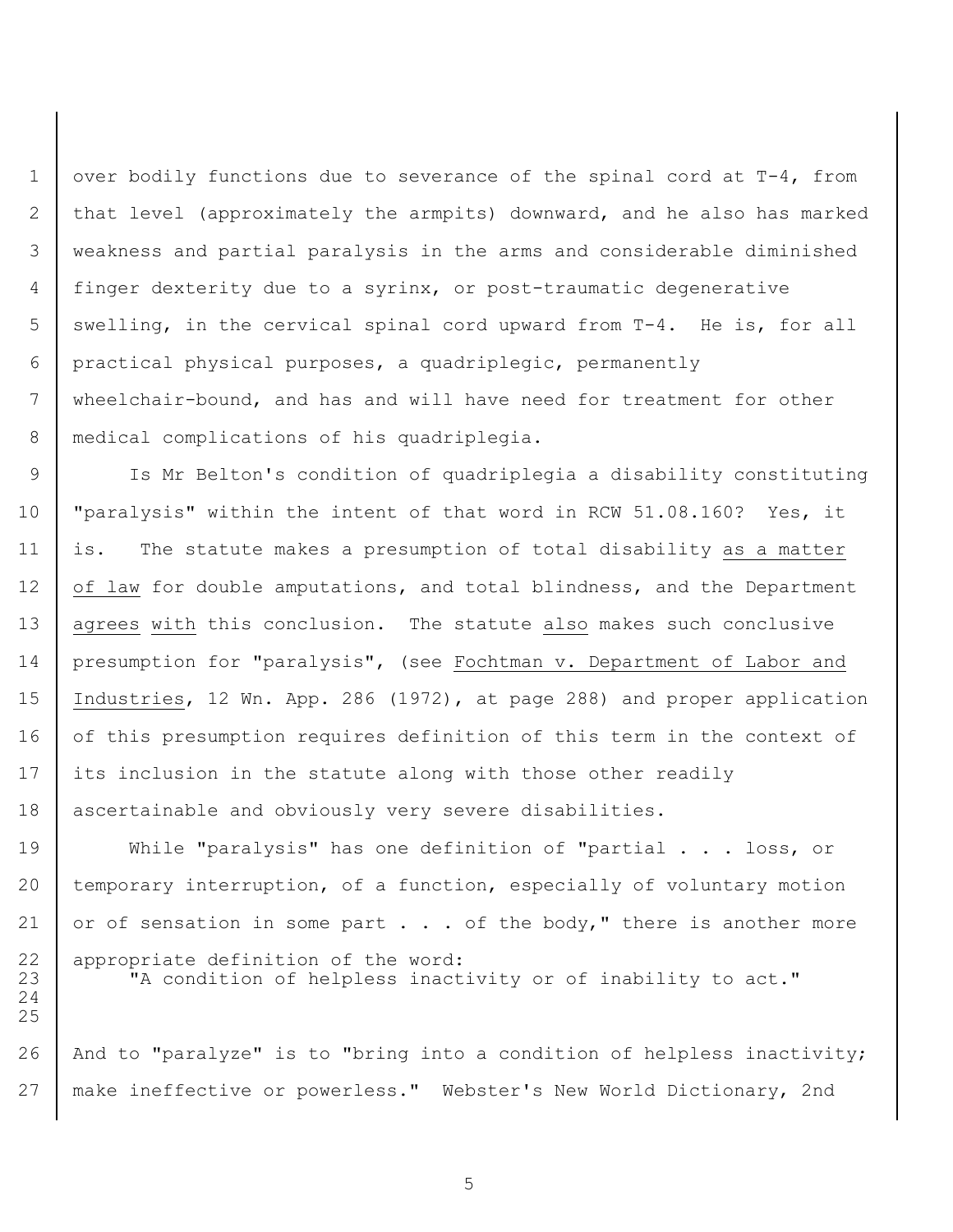over bodily functions due to severance of the spinal cord at T-4, from that level (approximately the armpits) downward, and he also has marked weakness and partial paralysis in the arms and considerable diminished finger dexterity due to a syrinx, or post-traumatic degenerative swelling, in the cervical spinal cord upward from T-4. He is, for all practical physical purposes, a quadriplegic, permanently wheelchair-bound, and has and will have need for treatment for other medical complications of his quadriplegia.

Is Mr Belton's condition of quadriplegia a disability constituting "paralysis" within the intent of that word in RCW 51.08.160? Yes, it is. The statute makes a presumption of total disability as a matter of law for double amputations, and total blindness, and the Department agrees with this conclusion. The statute also makes such conclusive presumption for "paralysis", (see Fochtman v. Department of Labor and Industries, 12 Wn. App. 286 (1972), at page 288) and proper application of this presumption requires definition of this term in the context of its inclusion in the statute along with those other readily ascertainable and obviously very severe disabilities.

While "paralysis" has one definition of "partial . . . loss, or temporary interruption, of a function, especially of voluntary motion or of sensation in some part . . . of the body," there is another more appropriate definition of the word:

> "A condition of helpless inactivity or of inability to act."

And to "paralyze" is to "bring into a condition of helpless inactivity; make ineffective or powerless." Webster's New World Dictionary, 2nd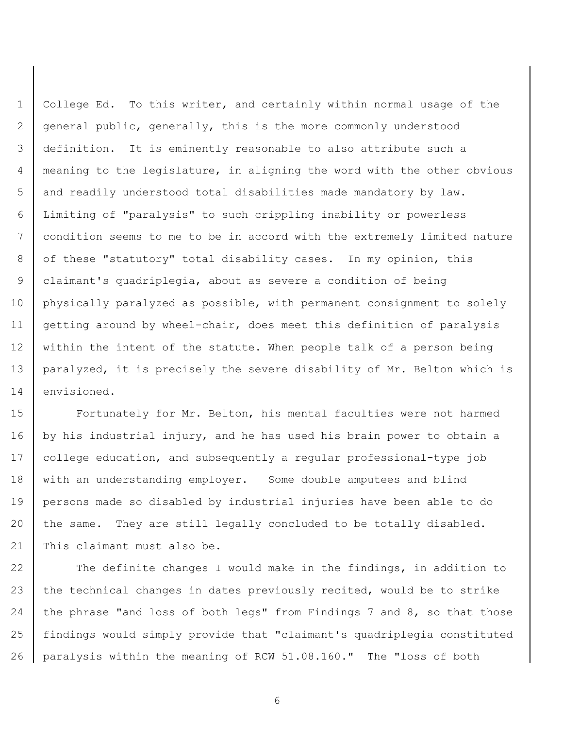College Ed. To this writer, and certainly within normal usage of the general public, generally, this is the more commonly understood definition. It is eminently reasonable to also attribute such a meaning to the legislature, in aligning the word with the other obvious and readily understood total disabilities made mandatory by law. Limiting of "paralysis" to such crippling inability or powerless condition seems to me to be in accord with the extremely limited nature of these "statutory" total disability cases. In my opinion, this claimant's quadriplegia, about as severe a condition of being physically paralyzed as possible, with permanent consignment to solely getting around by wheel-chair, does meet this definition of paralysis within the intent of the statute. When people talk of a person being paralyzed, it is precisely the severe disability of Mr. Belton which is envisioned.

Fortunately for Mr. Belton, his mental faculties were not harmed by his industrial injury, and he has used his brain power to obtain a college education, and subsequently a regular professional-type job with an understanding employer. Some double amputees and blind persons made so disabled by industrial injuries have been able to do the same. They are still legally concluded to be totally disabled. This claimant must also be.

The definite changes I would make in the findings, in addition to the technical changes in dates previously recited, would be to strike the phrase "and loss of both legs" from Findings 7 and 8, so that those findings would simply provide that "claimant's quadriplegia constituted paralysis within the meaning of RCW 51.08.160." The "loss of both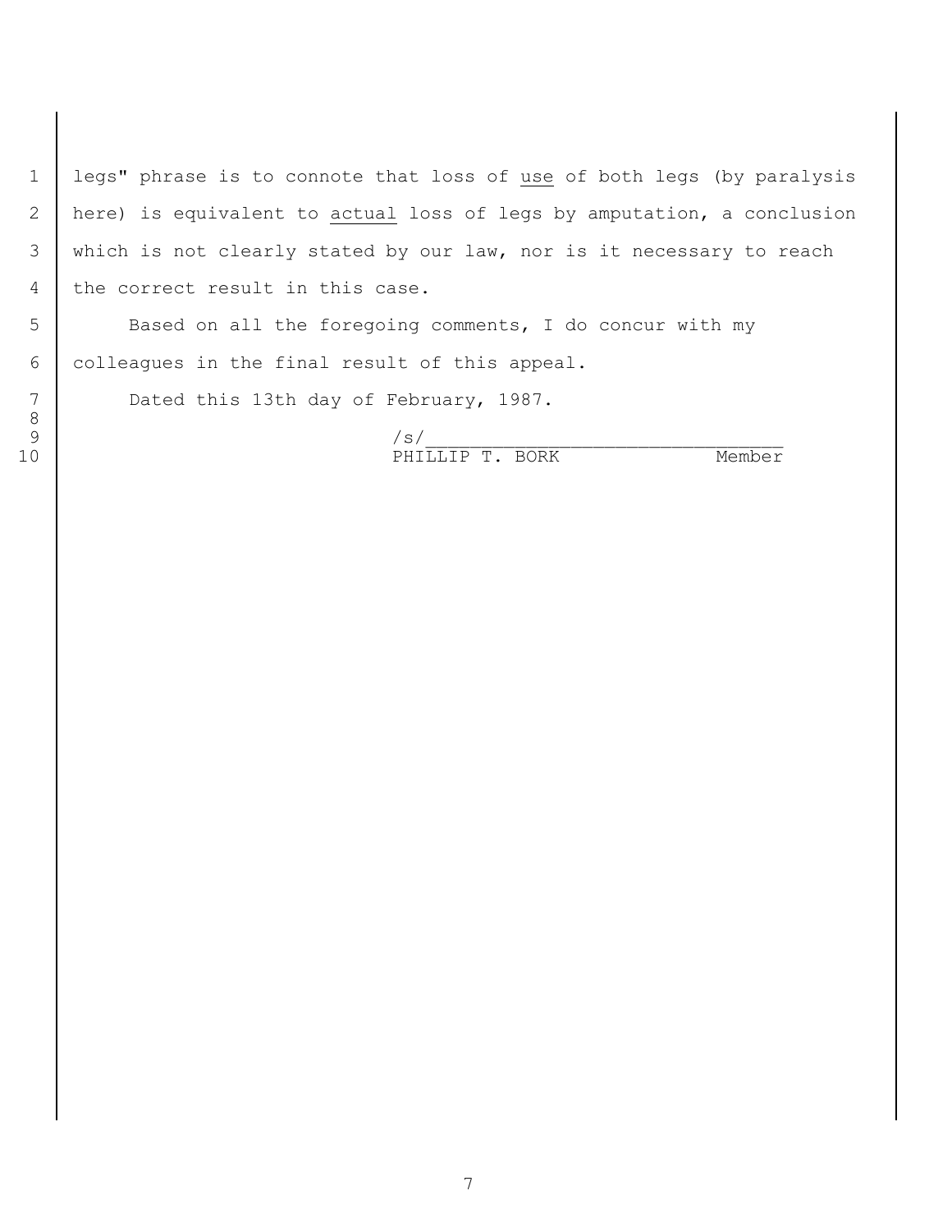legs" phrase is to connote that loss of <u>use</u> of both legs (by paralysis here) is equivalent to <u>actual</u> loss of legs by amputation, a conclusion which is not clearly stated by our law, nor is it necessary to reach the correct result in this case.

Based on all the foregoing comments, I do concur with my colleagues in the final result of this appeal.

Dated this 13th day of February, 1987.

/s/________________________________
PHILLIP T. BORK Member